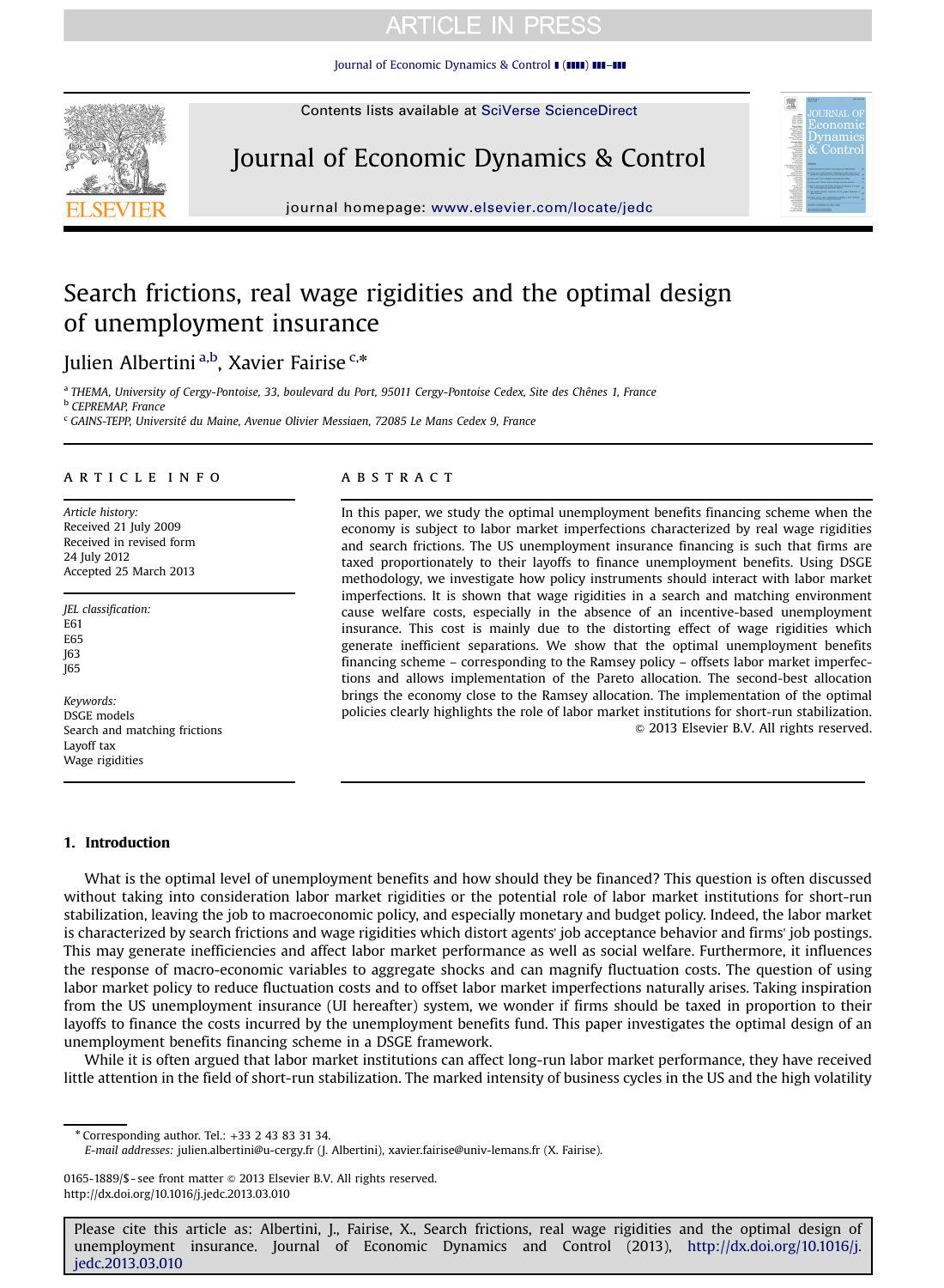# Search frictions, real wage rigidities and the optimal design of unemployment insurance

Julien Albertini [a,b], Xavier Fairise [c,*]

[a] THEMA, University of Cergy-Pontoise, 33, boulevard du Port, 95011 Cergy-Pontoise Cedex, Site des Chênes 1, France
[b] CEPREMAP, France
[c] GAINS-TEPP, Université du Maine, Avenue Olivier Messiaen, 72085 Le Mans Cedex 9, France

## ARTICLE INFO

*Article history:*
Received 21 July 2009
Received in revised form 24 July 2012
Accepted 25 March 2013

*JEL classification:*
E61
E65
J63
J65

*Keywords:*
DSGE models
Search and matching frictions
Layoff tax
Wage rigidities

## ABSTRACT

In this paper, we study the optimal unemployment benefits financing scheme when the economy is subject to labor market imperfections characterized by real wage rigidities and search frictions. The US unemployment insurance financing is such that firms are taxed proportionately to their layoffs to finance unemployment benefits. Using DSGE methodology, we investigate how policy instruments should interact with labor market imperfections. It is shown that wage rigidities in a search and matching environment cause welfare costs, especially in the absence of an incentive-based unemployment insurance. This cost is mainly due to the distorting effect of wage rigidities which generate inefficient separations. We show that the optimal unemployment benefits financing scheme – corresponding to the Ramsey policy – offsets labor market imperfections and allows implementation of the Pareto allocation. The second-best allocation brings the economy close to the Ramsey allocation. The implementation of the optimal policies clearly highlights the role of labor market institutions for short-run stabilization.

© 2013 Elsevier B.V. All rights reserved.

## 1. Introduction

What is the optimal level of unemployment benefits and how should they be financed? This question is often discussed without taking into consideration labor market rigidities or the potential role of labor market institutions for short-run stabilization, leaving the job to macroeconomic policy, and especially monetary and budget policy. Indeed, the labor market is characterized by search frictions and wage rigidities which distort agents' job acceptance behavior and firms' job postings. This may generate inefficiencies and affect labor market performance as well as social welfare. Furthermore, it influences the response of macro-economic variables to aggregate shocks and can magnify fluctuation costs. The question of using labor market policy to reduce fluctuation costs and to offset labor market imperfections naturally arises. Taking inspiration from the US unemployment insurance (UI hereafter) system, we wonder if firms should be taxed in proportion to their layoffs to finance the costs incurred by the unemployment benefits fund. This paper investigates the optimal design of an unemployment benefits financing scheme in a DSGE framework.

While it is often argued that labor market institutions can affect long-run labor market performance, they have received little attention in the field of short-run stabilization. The marked intensity of business cycles in the US and the high volatility

---

* Corresponding author. Tel.: +33 2 43 83 31 34.
*E-mail addresses:* julien.albertini@u-cergy.fr (J. Albertini), xavier.fairise@univ-lemans.fr (X. Fairise).

0165-1889/$ - see front matter © 2013 Elsevier B.V. All rights reserved.
http://dx.doi.org/10.1016/j.jedc.2013.03.010

Please cite this article as: Albertini, J., Fairise, X., Search frictions, real wage rigidities and the optimal design of unemployment insurance. Journal of Economic Dynamics and Control (2013), http://dx.doi.org/10.1016/j.jedc.2013.03.010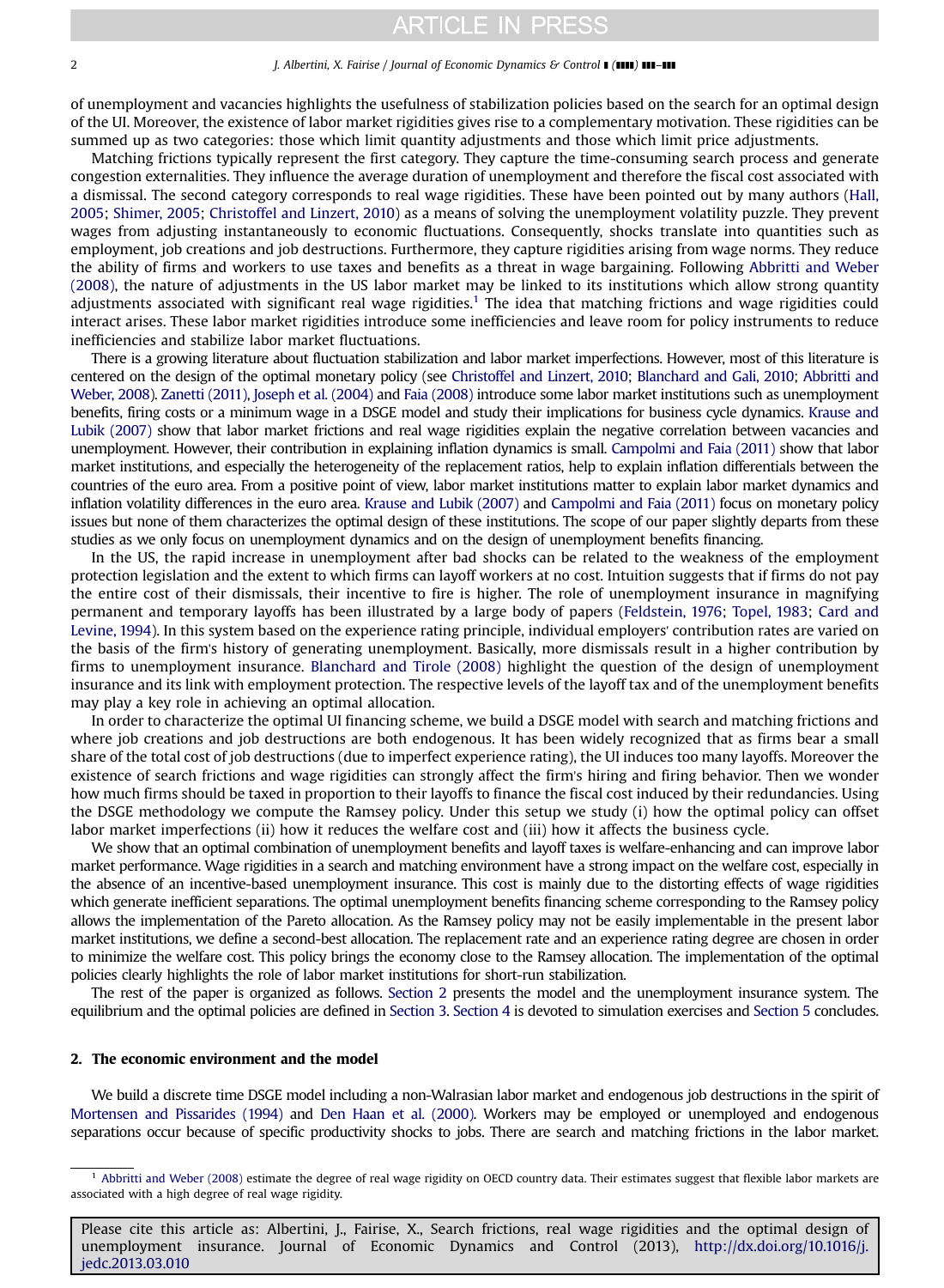of unemployment and vacancies highlights the usefulness of stabilization policies based on the search for an optimal design of the UI. Moreover, the existence of labor market rigidities gives rise to a complementary motivation. These rigidities can be summed up as two categories: those which limit quantity adjustments and those which limit price adjustments.

Matching frictions typically represent the first category. They capture the time-consuming search process and generate congestion externalities. They influence the average duration of unemployment and therefore the fiscal cost associated with a dismissal. The second category corresponds to real wage rigidities. These have been pointed out by many authors (Hall, 2005; Shimer, 2005; Christoffel and Linzert, 2010) as a means of solving the unemployment volatility puzzle. They prevent wages from adjusting instantaneously to economic fluctuations. Consequently, shocks translate into quantities such as employment, job creations and job destructions. Furthermore, they capture rigidities arising from wage norms. They reduce the ability of firms and workers to use taxes and benefits as a threat in wage bargaining. Following Abbritti and Weber (2008), the nature of adjustments in the US labor market may be linked to its institutions which allow strong quantity adjustments associated with significant real wage rigidities.[1] The idea that matching frictions and wage rigidities could interact arises. These labor market rigidities introduce some inefficiencies and leave room for policy instruments to reduce inefficiencies and stabilize labor market fluctuations.

There is a growing literature about fluctuation stabilization and labor market imperfections. However, most of this literature is centered on the design of the optimal monetary policy (see Christoffel and Linzert, 2010; Blanchard and Gali, 2010; Abbritti and Weber, 2008). Zanetti (2011), Joseph et al. (2004) and Faia (2008) introduce some labor market institutions such as unemployment benefits, firing costs or a minimum wage in a DSGE model and study their implications for business cycle dynamics. Krause and Lubik (2007) show that labor market frictions and real wage rigidities explain the negative correlation between vacancies and unemployment. However, their contribution in explaining inflation dynamics is small. Campolmi and Faia (2011) show that labor market institutions, and especially the heterogeneity of the replacement ratios, help to explain inflation differentials between the countries of the euro area. From a positive point of view, labor market institutions matter to explain labor market dynamics and inflation volatility differences in the euro area. Krause and Lubik (2007) and Campolmi and Faia (2011) focus on monetary policy issues but none of them characterizes the optimal design of these institutions. The scope of our paper slightly departs from these studies as we only focus on unemployment dynamics and on the design of unemployment benefits financing.

In the US, the rapid increase in unemployment after bad shocks can be related to the weakness of the employment protection legislation and the extent to which firms can layoff workers at no cost. Intuition suggests that if firms do not pay the entire cost of their dismissals, their incentive to fire is higher. The role of unemployment insurance in magnifying permanent and temporary layoffs has been illustrated by a large body of papers (Feldstein, 1976; Topel, 1983; Card and Levine, 1994). In this system based on the experience rating principle, individual employers' contribution rates are varied on the basis of the firm's history of generating unemployment. Basically, more dismissals result in a higher contribution by firms to unemployment insurance. Blanchard and Tirole (2008) highlight the question of the design of unemployment insurance and its link with employment protection. The respective levels of the layoff tax and of the unemployment benefits may play a key role in achieving an optimal allocation.

In order to characterize the optimal UI financing scheme, we build a DSGE model with search and matching frictions and where job creations and job destructions are both endogenous. It has been widely recognized that as firms bear a small share of the total cost of job destructions (due to imperfect experience rating), the UI induces too many layoffs. Moreover the existence of search frictions and wage rigidities can strongly affect the firm's hiring and firing behavior. Then we wonder how much firms should be taxed in proportion to their layoffs to finance the fiscal cost induced by their redundancies. Using the DSGE methodology we compute the Ramsey policy. Under this setup we study (i) how the optimal policy can offset labor market imperfections (ii) how it reduces the welfare cost and (iii) how it affects the business cycle.

We show that an optimal combination of unemployment benefits and layoff taxes is welfare-enhancing and can improve labor market performance. Wage rigidities in a search and matching environment have a strong impact on the welfare cost, especially in the absence of an incentive-based unemployment insurance. This cost is mainly due to the distorting effects of wage rigidities which generate inefficient separations. The optimal unemployment benefits financing scheme corresponding to the Ramsey policy allows the implementation of the Pareto allocation. As the Ramsey policy may not be easily implementable in the present labor market institutions, we define a second-best allocation. The replacement rate and an experience rating degree are chosen in order to minimize the welfare cost. This policy brings the economy close to the Ramsey allocation. The implementation of the optimal policies clearly highlights the role of labor market institutions for short-run stabilization.

The rest of the paper is organized as follows. Section 2 presents the model and the unemployment insurance system. The equilibrium and the optimal policies are defined in Section 3. Section 4 is devoted to simulation exercises and Section 5 concludes.

## 2. The economic environment and the model

We build a discrete time DSGE model including a non-Walrasian labor market and endogenous job destructions in the spirit of Mortensen and Pissarides (1994) and Den Haan et al. (2000). Workers may be employed or unemployed and endogenous separations occur because of specific productivity shocks to jobs. There are search and matching frictions in the labor market.

[1] Abbritti and Weber (2008) estimate the degree of real wage rigidity on OECD country data. Their estimates suggest that flexible labor markets are associated with a high degree of real wage rigidity.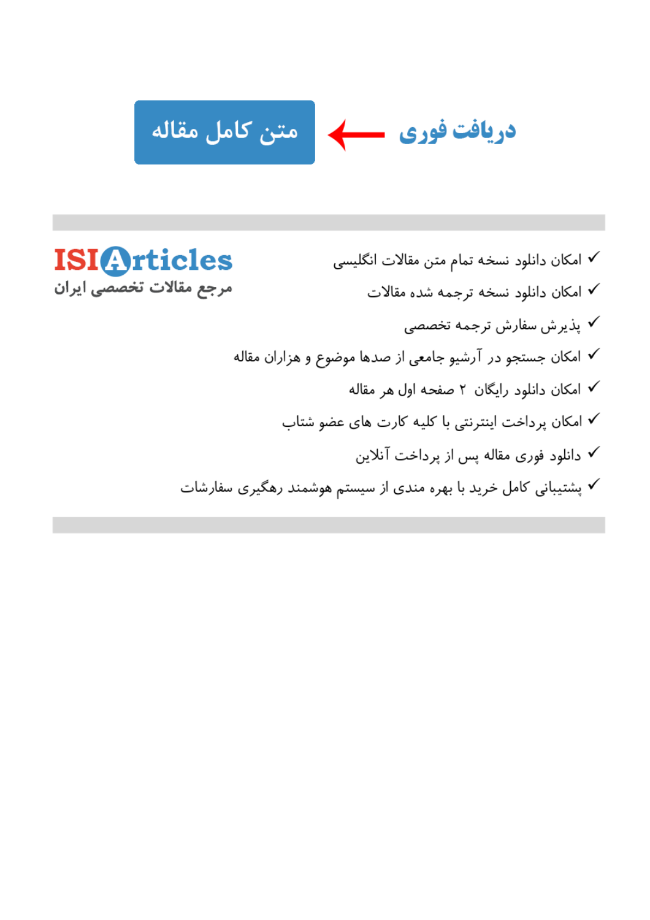دریافت فوری ← متن کامل مقاله

**ISIArticles**
مرجع مقالات تخصصی ایران

- ✓ امکان دانلود نسخه تمام متن مقالات انگلیسی
- ✓ امکان دانلود نسخه ترجمه شده مقالات
- ✓ پذیرش سفارش ترجمه تخصصی
- ✓ امکان جستجو در آرشیو جامعی از صدها موضوع و هزاران مقاله
- ✓ امکان دانلود رایگان ۲ صفحه اول هر مقاله
- ✓ امکان پرداخت اینترنتی با کلیه کارت های عضو شتاب
- ✓ دانلود فوری مقاله پس از پرداخت آنلاین
- ✓ پشتیبانی کامل خرید با بهره مندی از سیستم هوشمند رهگیری سفارشات